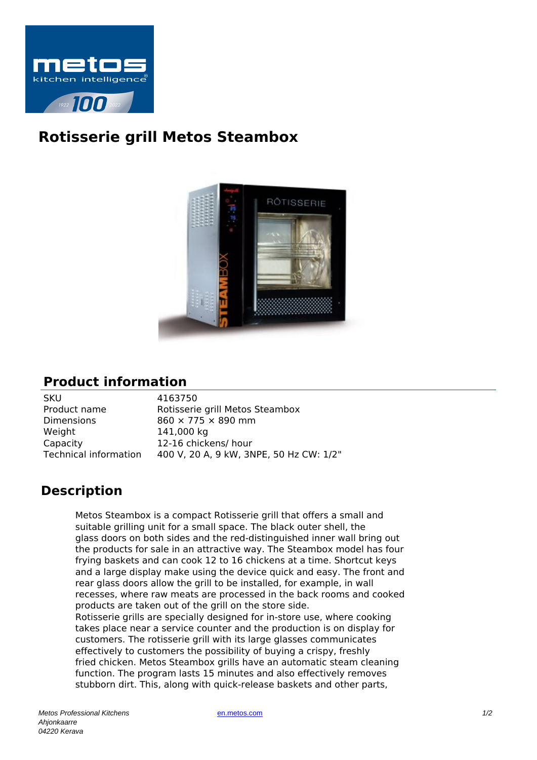# Rotisserie grill Metos Steambox

## Product information

| SKU | 4163750 |
| --- | --- |
| Product name | Rotisserie grill Metos Steambox |
| Dimensions | 860 × 775 × 890 mm |
| Weight | 141,000 kg |
| Capacity | 12-16 chickens/ hour |
| Technical information | 400 V, 20 A, 9 kW, 3NPE, 50 Hz CW: 1/2" |

## Description

Metos Steambox is a compact Rotisserie grill that offers a small and suitable grilling unit for a small space. The black outer shell, the glass doors on both sides and the red-distinguished inner wall bring out the products for sale in an attractive way. The Steambox model has four frying baskets and can cook 12 to 16 chickens at a time. Shortcut keys and a large display make using the device quick and easy. The front and rear glass doors allow the grill to be installed, for example, in wall recesses, where raw meats are processed in the back rooms and cooked products are taken out of the grill on the store side.
Rotisserie grills are specially designed for in-store use, where cooking takes place near a service counter and the production is on display for customers. The rotisserie grill with its large glasses communicates effectively to customers the possibility of buying a crispy, freshly fried chicken. Metos Steambox grills have an automatic steam cleaning function. The program lasts 15 minutes and also effectively removes stubborn dirt. This, along with quick-release baskets and other parts,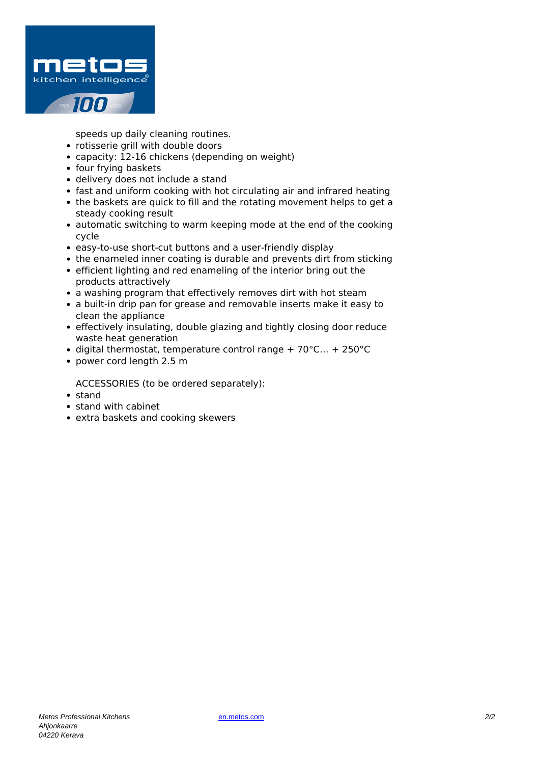speeds up daily cleaning routines.

- rotisserie grill with double doors
- capacity: 12-16 chickens (depending on weight)
- four frying baskets
- delivery does not include a stand
- fast and uniform cooking with hot circulating air and infrared heating
- the baskets are quick to fill and the rotating movement helps to get a steady cooking result
- automatic switching to warm keeping mode at the end of the cooking cycle
- easy-to-use short-cut buttons and a user-friendly display
- the enameled inner coating is durable and prevents dirt from sticking
- efficient lighting and red enameling of the interior bring out the products attractively
- a washing program that effectively removes dirt with hot steam
- a built-in drip pan for grease and removable inserts make it easy to clean the appliance
- effectively insulating, double glazing and tightly closing door reduce waste heat generation
- digital thermostat, temperature control range + 70°C... + 250°C
- power cord length 2.5 m

ACCESSORIES (to be ordered separately):

- stand
- stand with cabinet
- extra baskets and cooking skewers